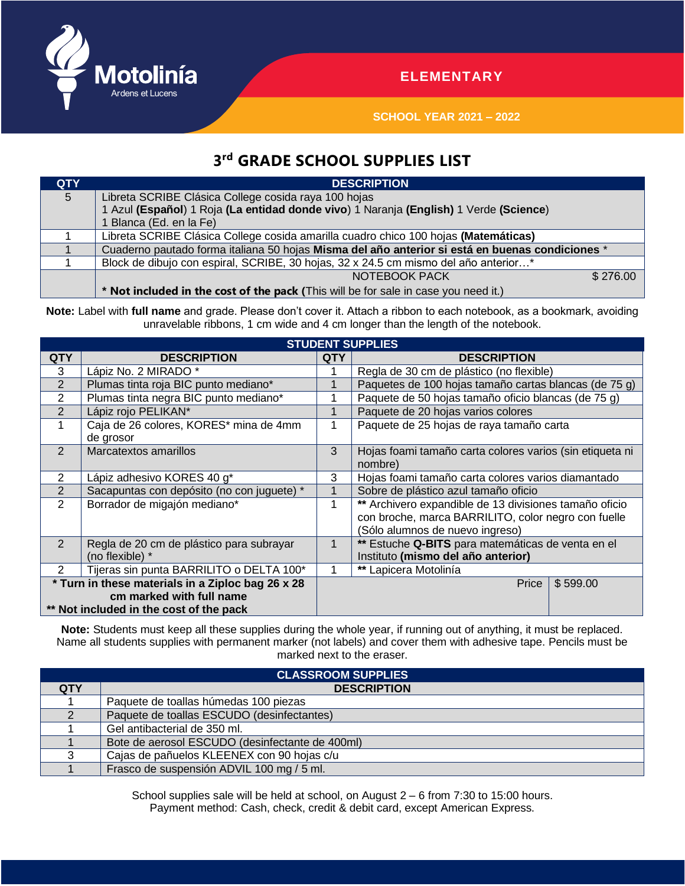Motolinía
Ardens et Lucens

ELEMENTARY

SCHOOL YEAR 2021 – 2022

# 3rd GRADE SCHOOL SUPPLIES LIST

| QTY | DESCRIPTION |
|---|---|
| 5 | Libreta SCRIBE Clásica College cosida raya 100 hojas<br>1 Azul **(Español)** 1 Roja **(La entidad donde vivo)** 1 Naranja **(English)** 1 Verde **(Science)**<br>1 Blanca (Ed. en la Fe) |
| 1 | Libreta SCRIBE Clásica College cosida amarilla cuadro chico 100 hojas **(Matemáticas)** |
| 1 | Cuaderno pautado forma italiana 50 hojas **Misma del año anterior si está en buenas condiciones** * |
| 1 | Block de dibujo con espiral, SCRIBE, 30 hojas, 32 x 24.5 cm mismo del año anterior…* |
| | NOTEBOOK PACK $ 276.00<br>* **Not included in the cost of the pack** (This will be for sale in case you need it.) |

**Note:** Label with **full name** and grade. Please don't cover it. Attach a ribbon to each notebook, as a bookmark, avoiding unravelable ribbons, 1 cm wide and 4 cm longer than the length of the notebook.

**STUDENT SUPPLIES**

| QTY | DESCRIPTION | QTY | DESCRIPTION |
|---|---|---|---|
| 3 | Lápiz No. 2 MIRADO * | 1 | Regla de 30 cm de plástico (no flexible) |
| 2 | Plumas tinta roja BIC punto mediano* | 1 | Paquetes de 100 hojas tamaño cartas blancas (de 75 g) |
| 2 | Plumas tinta negra BIC punto mediano* | 1 | Paquete de 50 hojas tamaño oficio blancas (de 75 g) |
| 2 | Lápiz rojo PELIKAN* | 1 | Paquete de 20 hojas varios colores |
| 1 | Caja de 26 colores, KORES* mina de 4mm de grosor | 1 | Paquete de 25 hojas de raya tamaño carta |
| 2 | Marcatextos amarillos | 3 | Hojas foami tamaño carta colores varios (sin etiqueta ni nombre) |
| 2 | Lápiz adhesivo KORES 40 g* | 3 | Hojas foami tamaño carta colores varios diamantado |
| 2 | Sacapuntas con depósito (no con juguete) * | 1 | Sobre de plástico azul tamaño oficio |
| 2 | Borrador de migajón mediano* | 1 | ** Archivero expandible de 13 divisiones tamaño oficio con broche, marca BARRILITO, color negro con fuelle (Sólo alumnos de nuevo ingreso) |
| 2 | Regla de 20 cm de plástico para subrayar (no flexible) * | 1 | ** Estuche **Q-BITS** para matemáticas de venta en el Instituto **(mismo del año anterior)** |
| 2 | Tijeras sin punta BARRILITO o DELTA 100* | 1 | ** Lapicera Motolinía |
| **\* Turn in these materials in a Ziploc bag 26 x 28 cm marked with full name<br>\*\* Not included in the cost of the pack** | | Price | $ 599.00 |

**Note:** Students must keep all these supplies during the whole year, if running out of anything, it must be replaced. Name all students supplies with permanent marker (not labels) and cover them with adhesive tape. Pencils must be marked next to the eraser.

**CLASSROOM SUPPLIES**

| QTY | DESCRIPTION |
|---|---|
| 1 | Paquete de toallas húmedas 100 piezas |
| 2 | Paquete de toallas ESCUDO (desinfectantes) |
| 1 | Gel antibacterial de 350 ml. |
| 1 | Bote de aerosol ESCUDO (desinfectante de 400ml) |
| 3 | Cajas de pañuelos KLEENEX con 90 hojas c/u |
| 1 | Frasco de suspensión ADVIL 100 mg / 5 ml. |

School supplies sale will be held at school, on August 2 – 6 from 7:30 to 15:00 hours.
Payment method: Cash, check, credit & debit card, except American Express.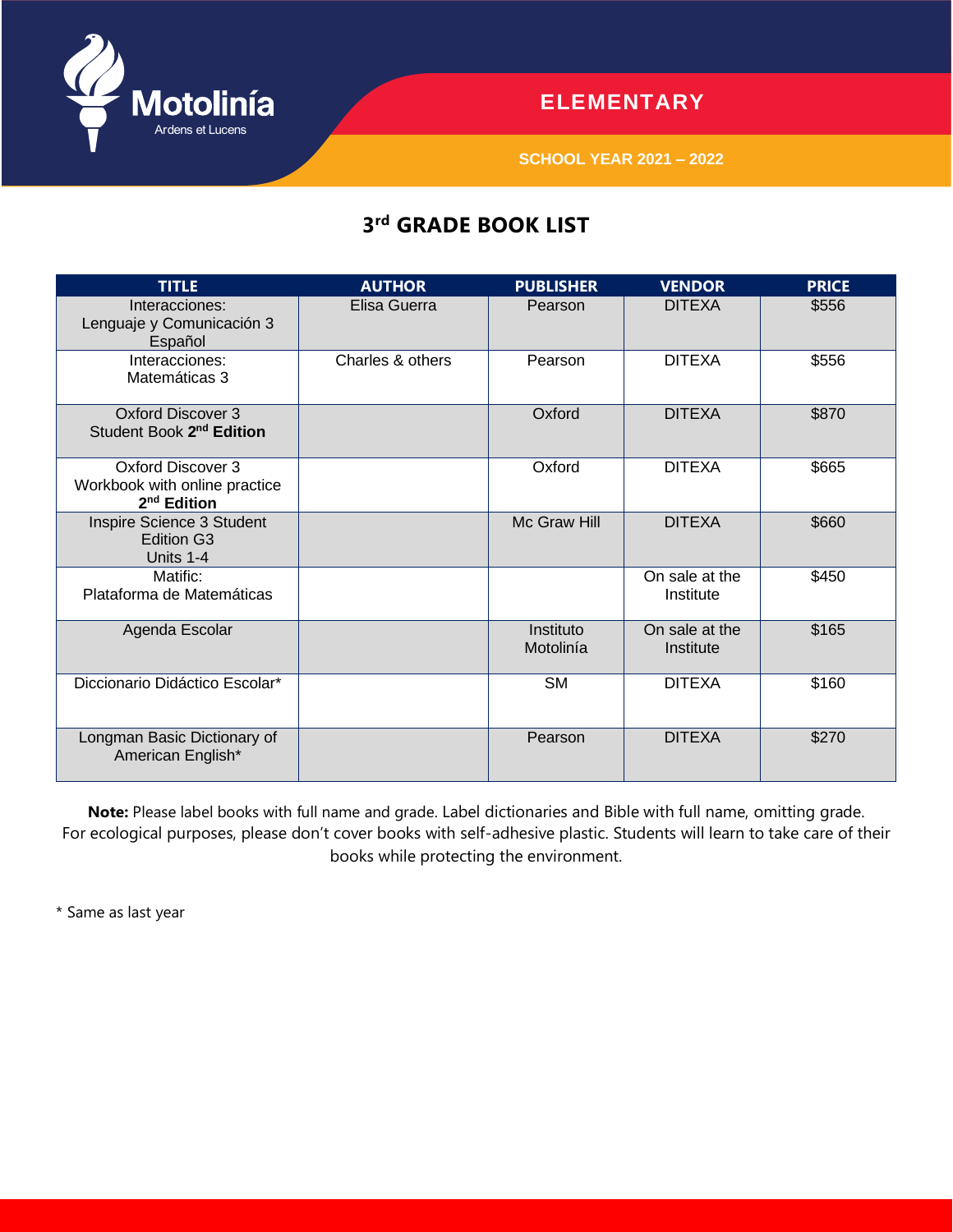Motolinía
Ardens et Lucens

**ELEMENTARY**

**SCHOOL YEAR 2021 – 2022**

# 3rd GRADE BOOK LIST

| TITLE | AUTHOR | PUBLISHER | VENDOR | PRICE |
|---|---|---|---|---|
| Interacciones: Lenguaje y Comunicación 3 Español | Elisa Guerra | Pearson | DITEXA | $556 |
| Interacciones: Matemáticas 3 | Charles & others | Pearson | DITEXA | $556 |
| Oxford Discover 3 Student Book **2nd Edition** | | Oxford | DITEXA | $870 |
| Oxford Discover 3 Workbook with online practice **2nd Edition** | | Oxford | DITEXA | $665 |
| Inspire Science 3 Student Edition G3 Units 1-4 | | Mc Graw Hill | DITEXA | $660 |
| Matific: Plataforma de Matemáticas | | | On sale at the Institute | $450 |
| Agenda Escolar | | Instituto Motolinía | On sale at the Institute | $165 |
| Diccionario Didáctico Escolar* | | SM | DITEXA | $160 |
| Longman Basic Dictionary of American English* | | Pearson | DITEXA | $270 |

**Note:** Please label books with full name and grade. Label dictionaries and Bible with full name, omitting grade. For ecological purposes, please don't cover books with self-adhesive plastic. Students will learn to take care of their books while protecting the environment.

* Same as last year